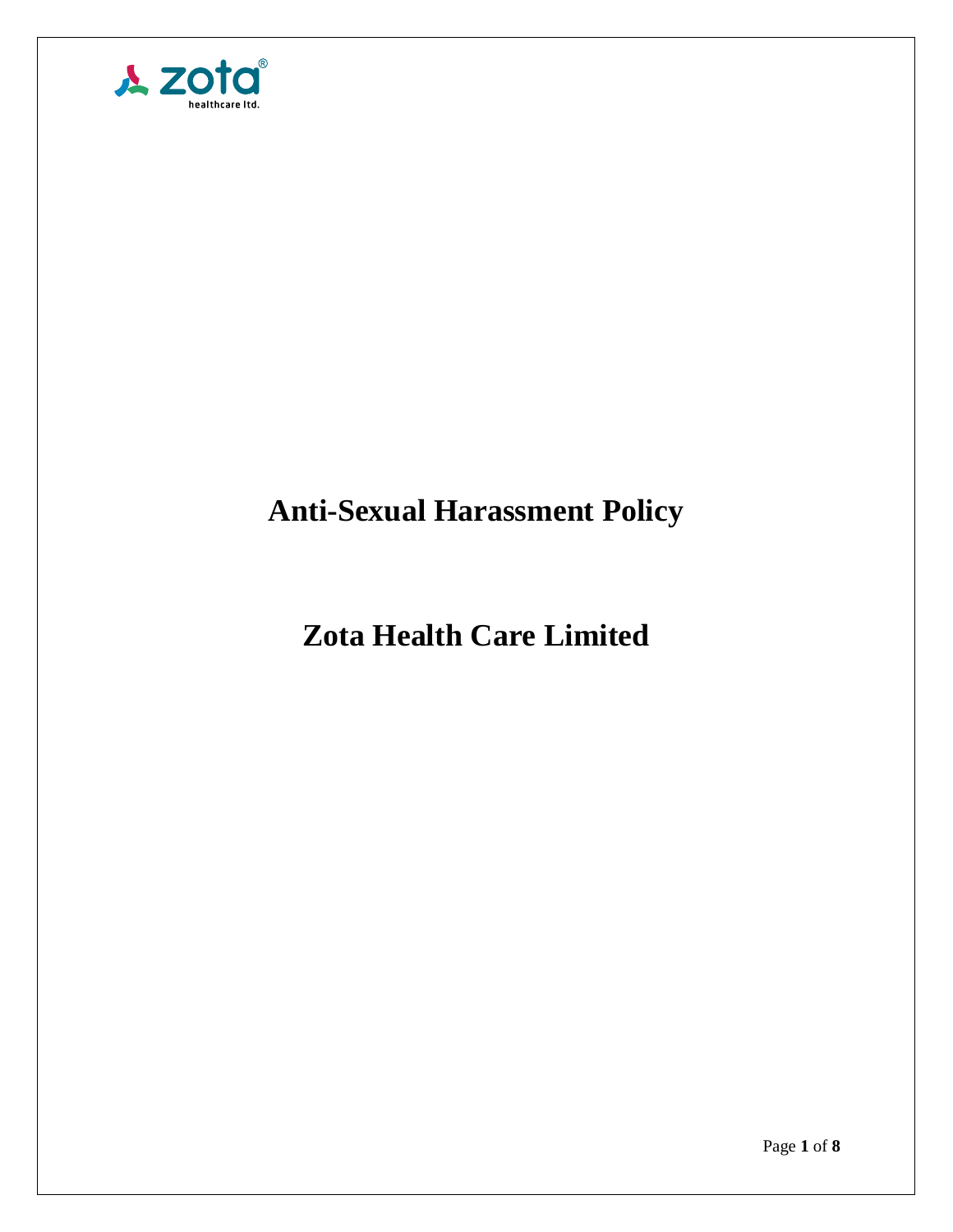# Anti-Sexual Harassment Policy

# Zota Health Care Limited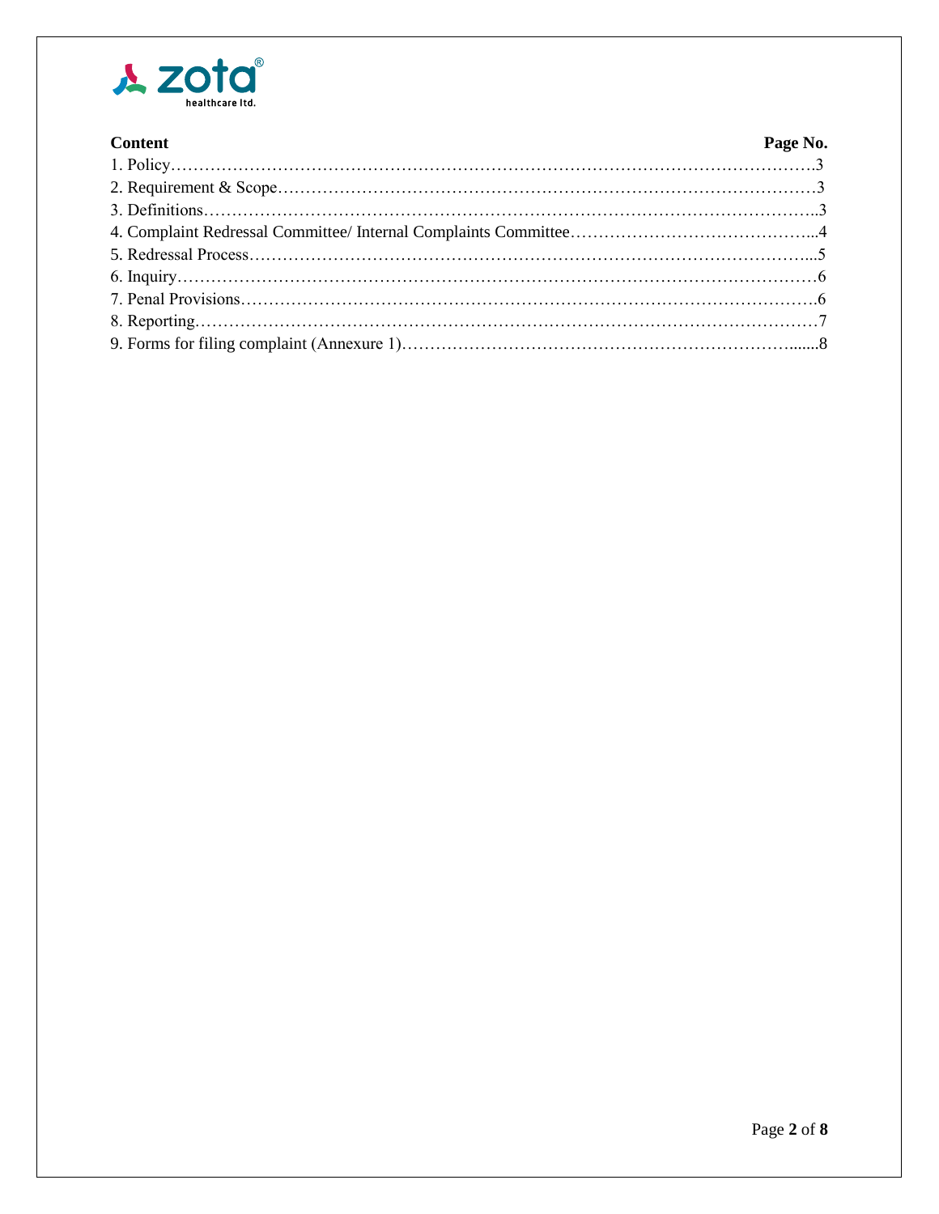| Content | Page No. |
|---|---|
| 1. Policy | 3 |
| 2. Requirement & Scope | 3 |
| 3. Definitions | 3 |
| 4. Complaint Redressal Committee/ Internal Complaints Committee | 4 |
| 5. Redressal Process | 5 |
| 6. Inquiry | 6 |
| 7. Penal Provisions | 6 |
| 8. Reporting | 7 |
| 9. Forms for filing complaint (Annexure 1) | 8 |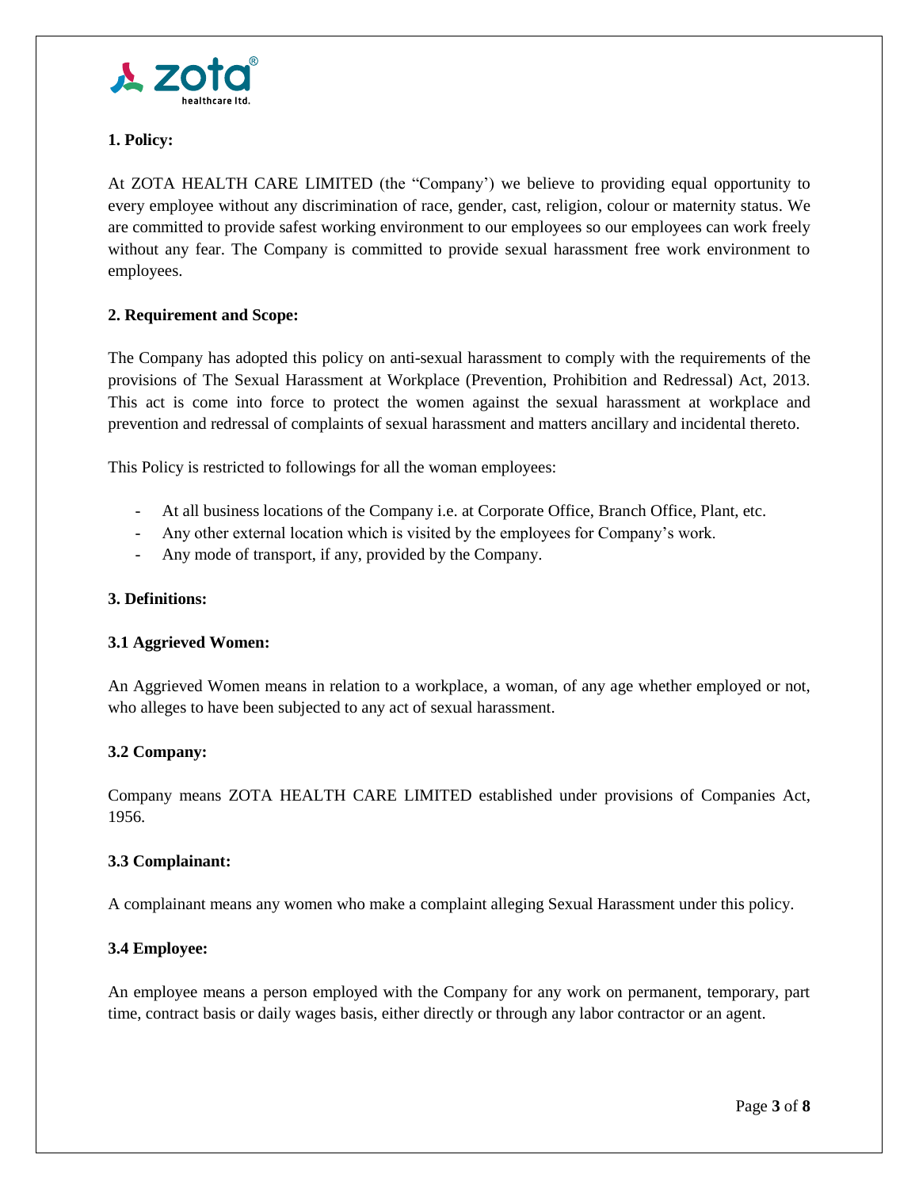## 1. Policy:

At ZOTA HEALTH CARE LIMITED (the "Company') we believe to providing equal opportunity to every employee without any discrimination of race, gender, cast, religion, colour or maternity status. We are committed to provide safest working environment to our employees so our employees can work freely without any fear. The Company is committed to provide sexual harassment free work environment to employees.

## 2. Requirement and Scope:

The Company has adopted this policy on anti-sexual harassment to comply with the requirements of the provisions of The Sexual Harassment at Workplace (Prevention, Prohibition and Redressal) Act, 2013. This act is come into force to protect the women against the sexual harassment at workplace and prevention and redressal of complaints of sexual harassment and matters ancillary and incidental thereto.

This Policy is restricted to followings for all the woman employees:

- At all business locations of the Company i.e. at Corporate Office, Branch Office, Plant, etc.
- Any other external location which is visited by the employees for Company's work.
- Any mode of transport, if any, provided by the Company.

## 3. Definitions:

### 3.1 Aggrieved Women:

An Aggrieved Women means in relation to a workplace, a woman, of any age whether employed or not, who alleges to have been subjected to any act of sexual harassment.

### 3.2 Company:

Company means ZOTA HEALTH CARE LIMITED established under provisions of Companies Act, 1956.

### 3.3 Complainant:

A complainant means any women who make a complaint alleging Sexual Harassment under this policy.

### 3.4 Employee:

An employee means a person employed with the Company for any work on permanent, temporary, part time, contract basis or daily wages basis, either directly or through any labor contractor or an agent.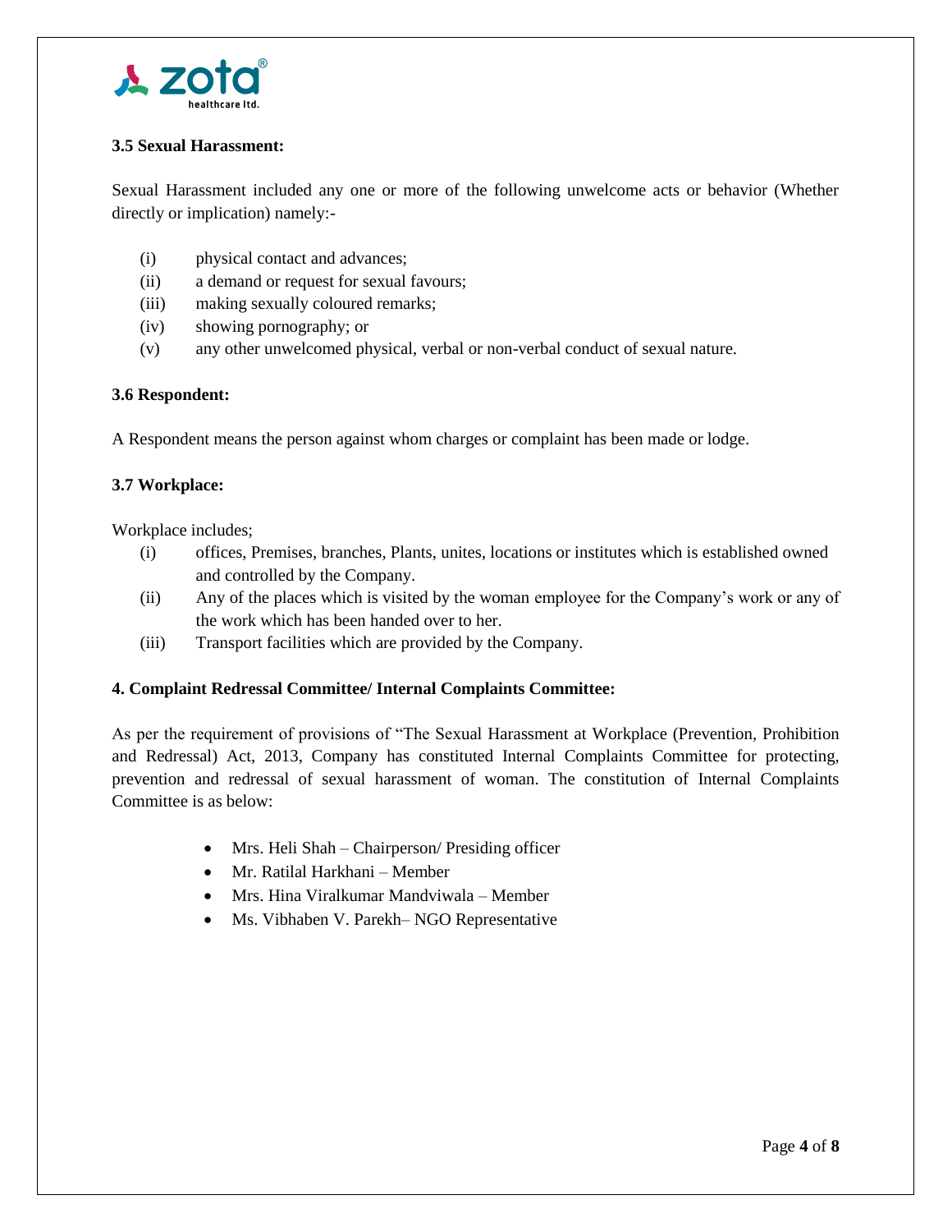### 3.5 Sexual Harassment:

Sexual Harassment included any one or more of the following unwelcome acts or behavior (Whether directly or implication) namely:-

(i) physical contact and advances;
(ii) a demand or request for sexual favours;
(iii) making sexually coloured remarks;
(iv) showing pornography; or
(v) any other unwelcomed physical, verbal or non-verbal conduct of sexual nature.

### 3.6 Respondent:

A Respondent means the person against whom charges or complaint has been made or lodge.

### 3.7 Workplace:

Workplace includes;

(i) offices, Premises, branches, Plants, unites, locations or institutes which is established owned and controlled by the Company.
(ii) Any of the places which is visited by the woman employee for the Company's work or any of the work which has been handed over to her.
(iii) Transport facilities which are provided by the Company.

## 4. Complaint Redressal Committee/ Internal Complaints Committee:

As per the requirement of provisions of "The Sexual Harassment at Workplace (Prevention, Prohibition and Redressal) Act, 2013, Company has constituted Internal Complaints Committee for protecting, prevention and redressal of sexual harassment of woman. The constitution of Internal Complaints Committee is as below:

- Mrs. Heli Shah – Chairperson/ Presiding officer
- Mr. Ratilal Harkhani – Member
- Mrs. Hina Viralkumar Mandviwala – Member
- Ms. Vibhaben V. Parekh– NGO Representative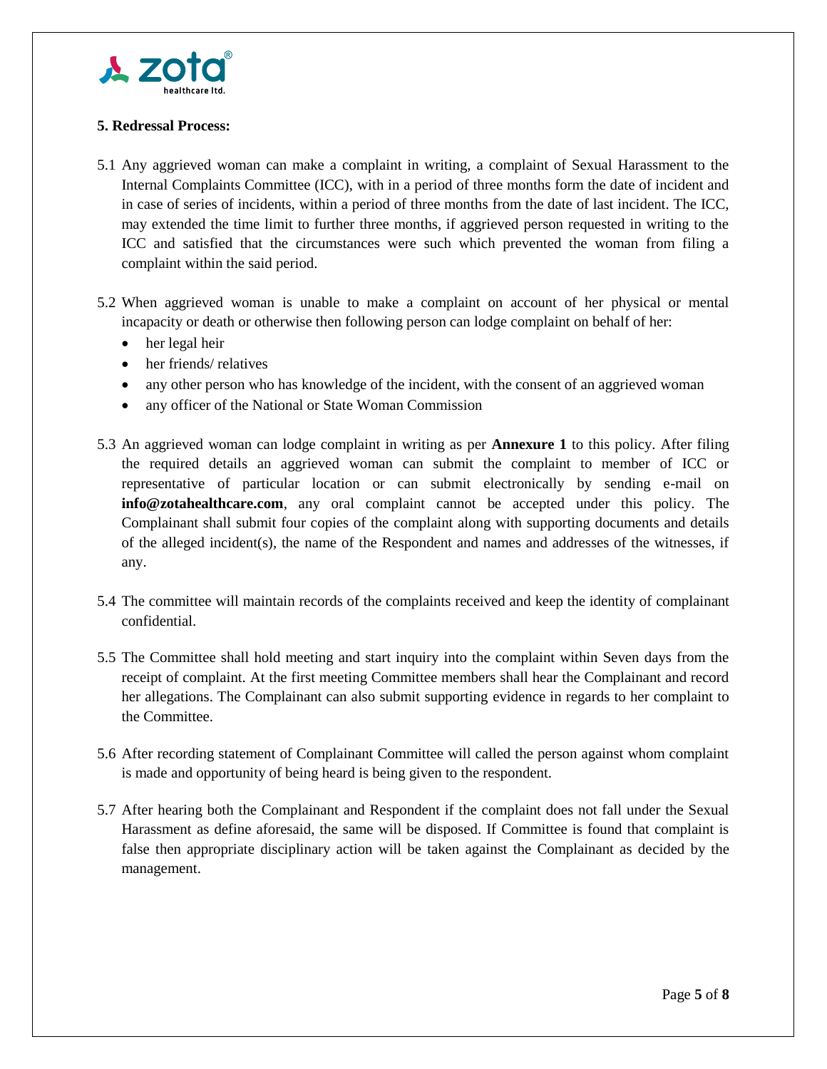**5. Redressal Process:**

5.1 Any aggrieved woman can make a complaint in writing, a complaint of Sexual Harassment to the Internal Complaints Committee (ICC), with in a period of three months form the date of incident and in case of series of incidents, within a period of three months from the date of last incident. The ICC, may extended the time limit to further three months, if aggrieved person requested in writing to the ICC and satisfied that the circumstances were such which prevented the woman from filing a complaint within the said period.

5.2 When aggrieved woman is unable to make a complaint on account of her physical or mental incapacity or death or otherwise then following person can lodge complaint on behalf of her:

- her legal heir
- her friends/ relatives
- any other person who has knowledge of the incident, with the consent of an aggrieved woman
- any officer of the National or State Woman Commission

5.3 An aggrieved woman can lodge complaint in writing as per **Annexure 1** to this policy. After filing the required details an aggrieved woman can submit the complaint to member of ICC or representative of particular location or can submit electronically by sending e-mail on **info@zotahealthcare.com**, any oral complaint cannot be accepted under this policy. The Complainant shall submit four copies of the complaint along with supporting documents and details of the alleged incident(s), the name of the Respondent and names and addresses of the witnesses, if any.

5.4 The committee will maintain records of the complaints received and keep the identity of complainant confidential.

5.5 The Committee shall hold meeting and start inquiry into the complaint within Seven days from the receipt of complaint. At the first meeting Committee members shall hear the Complainant and record her allegations. The Complainant can also submit supporting evidence in regards to her complaint to the Committee.

5.6 After recording statement of Complainant Committee will called the person against whom complaint is made and opportunity of being heard is being given to the respondent.

5.7 After hearing both the Complainant and Respondent if the complaint does not fall under the Sexual Harassment as define aforesaid, the same will be disposed. If Committee is found that complaint is false then appropriate disciplinary action will be taken against the Complainant as decided by the management.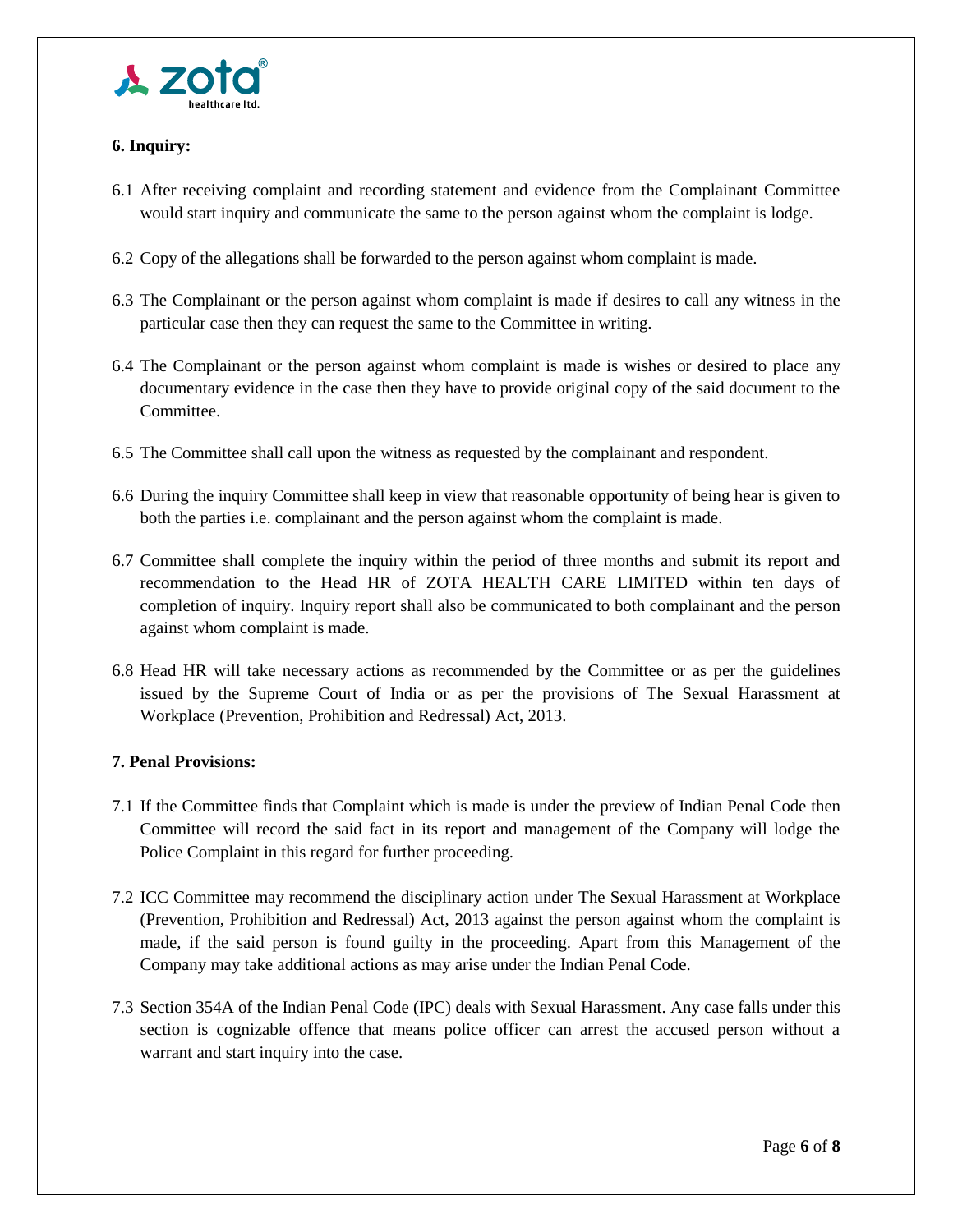### 6. Inquiry:

6.1 After receiving complaint and recording statement and evidence from the Complainant Committee would start inquiry and communicate the same to the person against whom the complaint is lodge.

6.2 Copy of the allegations shall be forwarded to the person against whom complaint is made.

6.3 The Complainant or the person against whom complaint is made if desires to call any witness in the particular case then they can request the same to the Committee in writing.

6.4 The Complainant or the person against whom complaint is made is wishes or desired to place any documentary evidence in the case then they have to provide original copy of the said document to the Committee.

6.5 The Committee shall call upon the witness as requested by the complainant and respondent.

6.6 During the inquiry Committee shall keep in view that reasonable opportunity of being hear is given to both the parties i.e. complainant and the person against whom the complaint is made.

6.7 Committee shall complete the inquiry within the period of three months and submit its report and recommendation to the Head HR of ZOTA HEALTH CARE LIMITED within ten days of completion of inquiry. Inquiry report shall also be communicated to both complainant and the person against whom complaint is made.

6.8 Head HR will take necessary actions as recommended by the Committee or as per the guidelines issued by the Supreme Court of India or as per the provisions of The Sexual Harassment at Workplace (Prevention, Prohibition and Redressal) Act, 2013.

### 7. Penal Provisions:

7.1 If the Committee finds that Complaint which is made is under the preview of Indian Penal Code then Committee will record the said fact in its report and management of the Company will lodge the Police Complaint in this regard for further proceeding.

7.2 ICC Committee may recommend the disciplinary action under The Sexual Harassment at Workplace (Prevention, Prohibition and Redressal) Act, 2013 against the person against whom the complaint is made, if the said person is found guilty in the proceeding. Apart from this Management of the Company may take additional actions as may arise under the Indian Penal Code.

7.3 Section 354A of the Indian Penal Code (IPC) deals with Sexual Harassment. Any case falls under this section is cognizable offence that means police officer can arrest the accused person without a warrant and start inquiry into the case.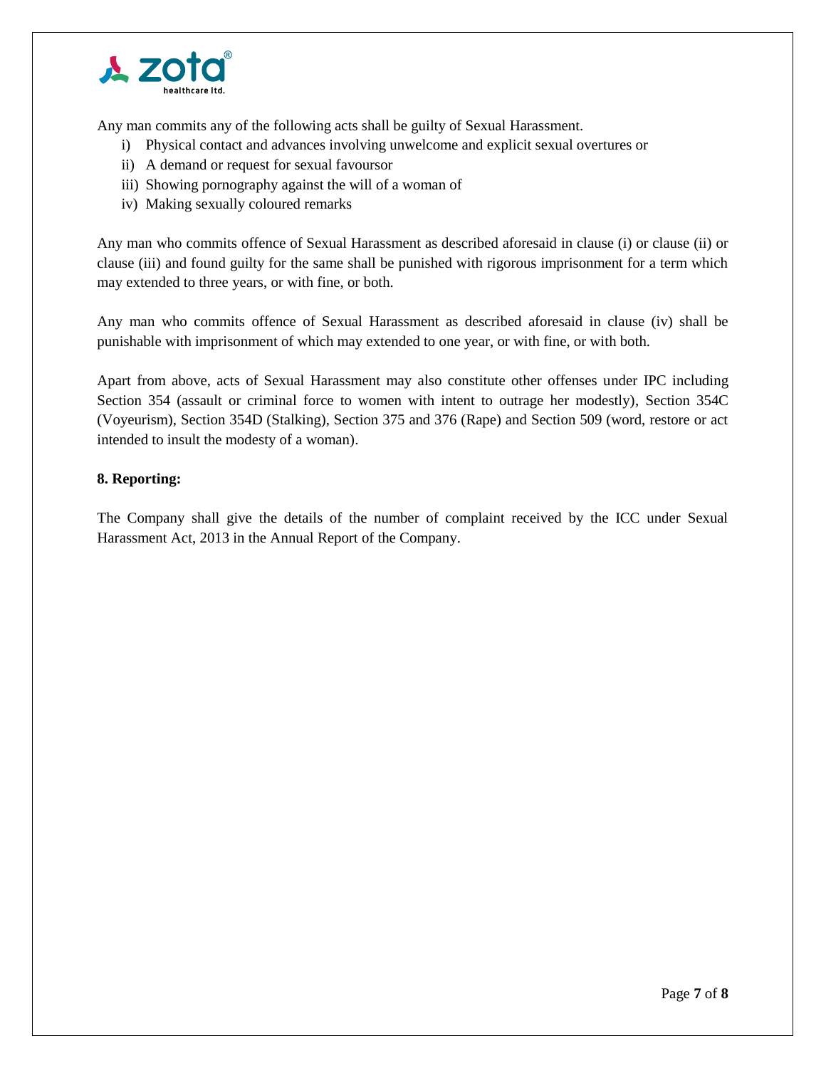Any man commits any of the following acts shall be guilty of Sexual Harassment.

i) Physical contact and advances involving unwelcome and explicit sexual overtures or
ii) A demand or request for sexual favoursor
iii) Showing pornography against the will of a woman of
iv) Making sexually coloured remarks

Any man who commits offence of Sexual Harassment as described aforesaid in clause (i) or clause (ii) or clause (iii) and found guilty for the same shall be punished with rigorous imprisonment for a term which may extended to three years, or with fine, or both.

Any man who commits offence of Sexual Harassment as described aforesaid in clause (iv) shall be punishable with imprisonment of which may extended to one year, or with fine, or with both.

Apart from above, acts of Sexual Harassment may also constitute other offenses under IPC including Section 354 (assault or criminal force to women with intent to outrage her modestly), Section 354C (Voyeurism), Section 354D (Stalking), Section 375 and 376 (Rape) and Section 509 (word, restore or act intended to insult the modesty of a woman).

**8. Reporting:**

The Company shall give the details of the number of complaint received by the ICC under Sexual Harassment Act, 2013 in the Annual Report of the Company.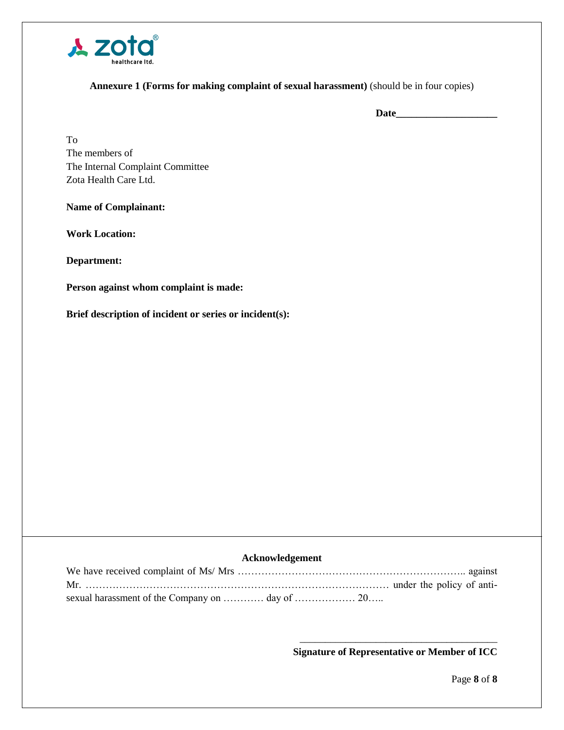**Annexure 1 (Forms for making complaint of sexual harassment)** (should be in four copies)

**Date___________________**

To
The members of
The Internal Complaint Committee
Zota Health Care Ltd.

**Name of Complainant:**

**Work Location:**

**Department:**

**Person against whom complaint is made:**

**Brief description of incident or series or incident(s):**

---

**Acknowledgement**

We have received complaint of Ms/ Mrs ………………………………………………………….. against Mr. ……………………………………………………………………………… under the policy of anti-sexual harassment of the Company on ………… day of ……………… 20…..

_____________________________________

**Signature of Representative or Member of ICC**